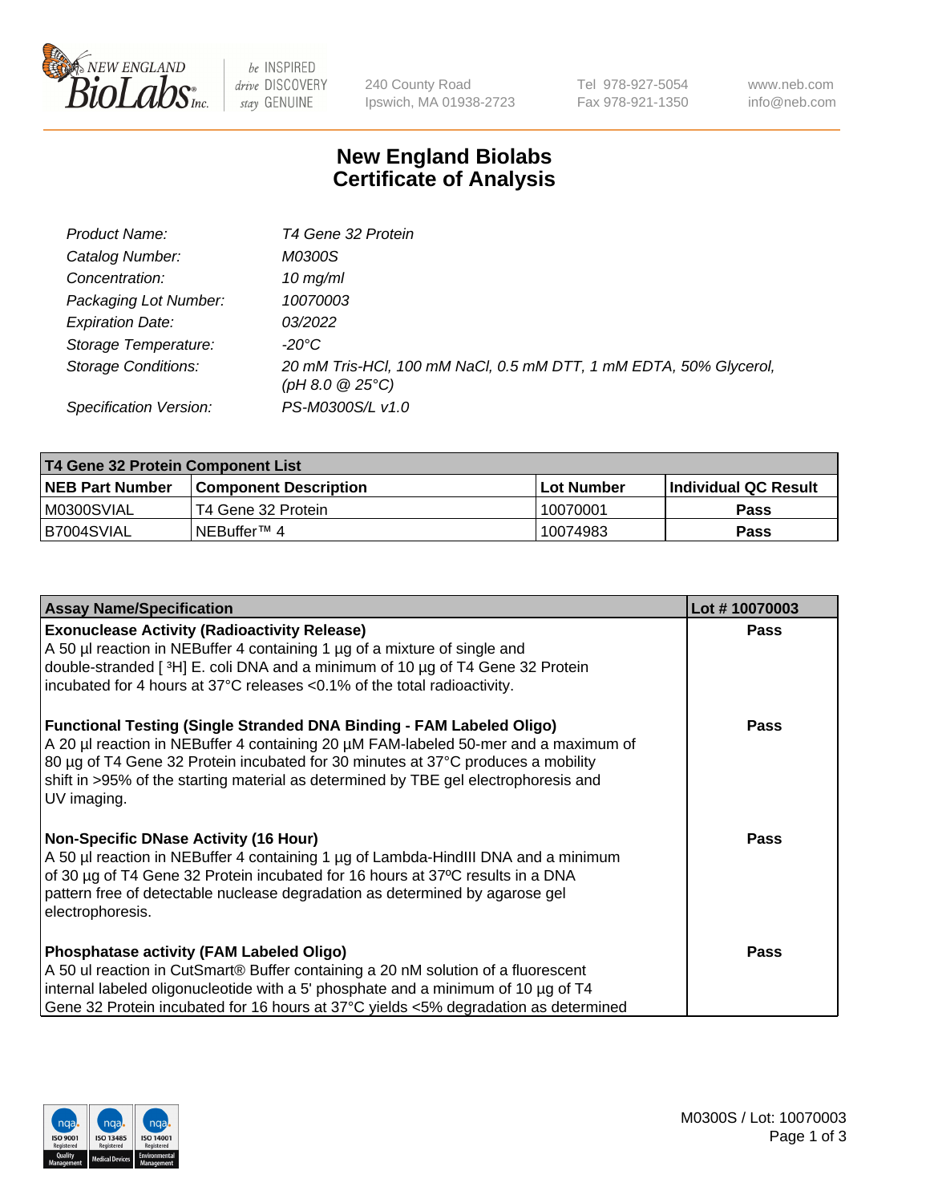# New England Biolabs Certificate of Analysis

| | |
|---|---|
| *Product Name:* | *T4 Gene 32 Protein* |
| *Catalog Number:* | *M0300S* |
| *Concentration:* | *10 mg/ml* |
| *Packaging Lot Number:* | *10070003* |
| *Expiration Date:* | *03/2022* |
| *Storage Temperature:* | *-20°C* |
| *Storage Conditions:* | *20 mM Tris-HCl, 100 mM NaCl, 0.5 mM DTT, 1 mM EDTA, 50% Glycerol, (pH 8.0 @ 25°C)* |
| *Specification Version:* | *PS-M0300S/L v1.0* |

| T4 Gene 32 Protein Component List | | | |
|---|---|---|---|
| **NEB Part Number** | **Component Description** | **Lot Number** | **Individual QC Result** |
| M0300SVIAL | T4 Gene 32 Protein | 10070001 | **Pass** |
| B7004SVIAL | NEBuffer™ 4 | 10074983 | **Pass** |

| Assay Name/Specification | Lot # 10070003 |
|---|---|
| **Exonuclease Activity (Radioactivity Release)** A 50 µl reaction in NEBuffer 4 containing 1 µg of a mixture of single and double-stranded [ $^{3}$H] E. coli DNA and a minimum of 10 µg of T4 Gene 32 Protein incubated for 4 hours at 37°C releases <0.1% of the total radioactivity. | **Pass** |
| **Functional Testing (Single Stranded DNA Binding - FAM Labeled Oligo)** A 20 µl reaction in NEBuffer 4 containing 20 µM FAM-labeled 50-mer and a maximum of 80 µg of T4 Gene 32 Protein incubated for 30 minutes at 37°C produces a mobility shift in >95% of the starting material as determined by TBE gel electrophoresis and UV imaging. | **Pass** |
| **Non-Specific DNase Activity (16 Hour)** A 50 µl reaction in NEBuffer 4 containing 1 µg of Lambda-HindIII DNA and a minimum of 30 µg of T4 Gene 32 Protein incubated for 16 hours at 37ºC results in a DNA pattern free of detectable nuclease degradation as determined by agarose gel electrophoresis. | **Pass** |
| **Phosphatase activity (FAM Labeled Oligo)** A 50 ul reaction in CutSmart® Buffer containing a 20 nM solution of a fluorescent internal labeled oligonucleotide with a 5' phosphate and a minimum of 10 µg of T4 Gene 32 Protein incubated for 16 hours at 37°C yields <5% degradation as determined | **Pass** |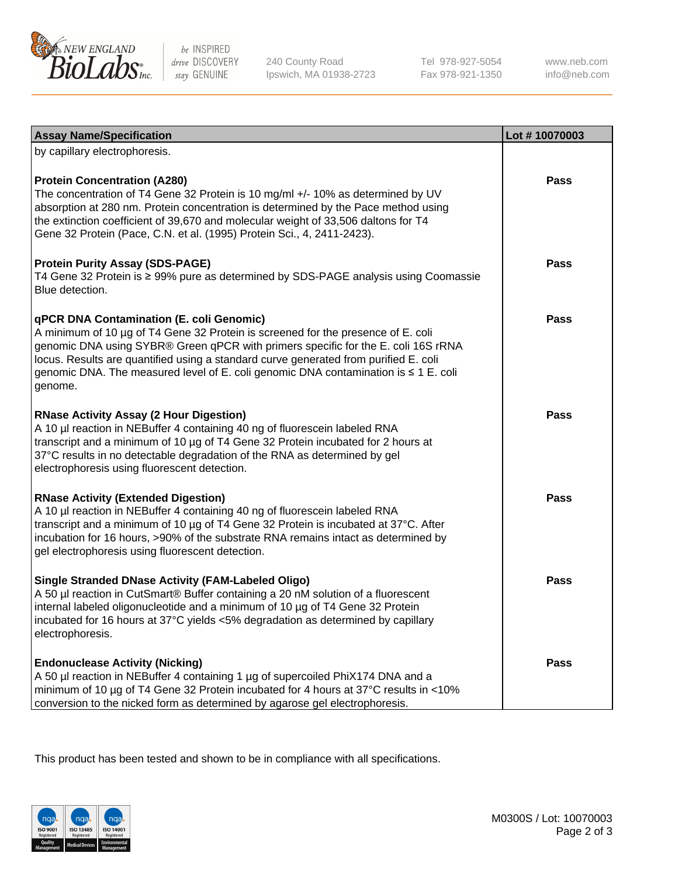| Assay Name/Specification | Lot # 10070003 |
| --- | --- |
| by capillary electrophoresis. | |
| **Protein Concentration (A280)**<br>The concentration of T4 Gene 32 Protein is 10 mg/ml +/- 10% as determined by UV absorption at 280 nm. Protein concentration is determined by the Pace method using the extinction coefficient of 39,670 and molecular weight of 33,506 daltons for T4 Gene 32 Protein (Pace, C.N. et al. (1995) Protein Sci., 4, 2411-2423). | **Pass** |
| **Protein Purity Assay (SDS-PAGE)**<br>T4 Gene 32 Protein is ≥ 99% pure as determined by SDS-PAGE analysis using Coomassie Blue detection. | **Pass** |
| **qPCR DNA Contamination (E. coli Genomic)**<br>A minimum of 10 µg of T4 Gene 32 Protein is screened for the presence of E. coli genomic DNA using SYBR® Green qPCR with primers specific for the E. coli 16S rRNA locus. Results are quantified using a standard curve generated from purified E. coli genomic DNA. The measured level of E. coli genomic DNA contamination is ≤ 1 E. coli genome. | **Pass** |
| **RNase Activity Assay (2 Hour Digestion)**<br>A 10 µl reaction in NEBuffer 4 containing 40 ng of fluorescein labeled RNA transcript and a minimum of 10 µg of T4 Gene 32 Protein incubated for 2 hours at 37°C results in no detectable degradation of the RNA as determined by gel electrophoresis using fluorescent detection. | **Pass** |
| **RNase Activity (Extended Digestion)**<br>A 10 µl reaction in NEBuffer 4 containing 40 ng of fluorescein labeled RNA transcript and a minimum of 10 µg of T4 Gene 32 Protein is incubated at 37°C. After incubation for 16 hours, >90% of the substrate RNA remains intact as determined by gel electrophoresis using fluorescent detection. | **Pass** |
| **Single Stranded DNase Activity (FAM-Labeled Oligo)**<br>A 50 µl reaction in CutSmart® Buffer containing a 20 nM solution of a fluorescent internal labeled oligonucleotide and a minimum of 10 µg of T4 Gene 32 Protein incubated for 16 hours at 37°C yields <5% degradation as determined by capillary electrophoresis. | **Pass** |
| **Endonuclease Activity (Nicking)**<br>A 50 µl reaction in NEBuffer 4 containing 1 µg of supercoiled PhiX174 DNA and a minimum of 10 µg of T4 Gene 32 Protein incubated for 4 hours at 37°C results in <10% conversion to the nicked form as determined by agarose gel electrophoresis. | **Pass** |

This product has been tested and shown to be in compliance with all specifications.

M0300S / Lot: 10070003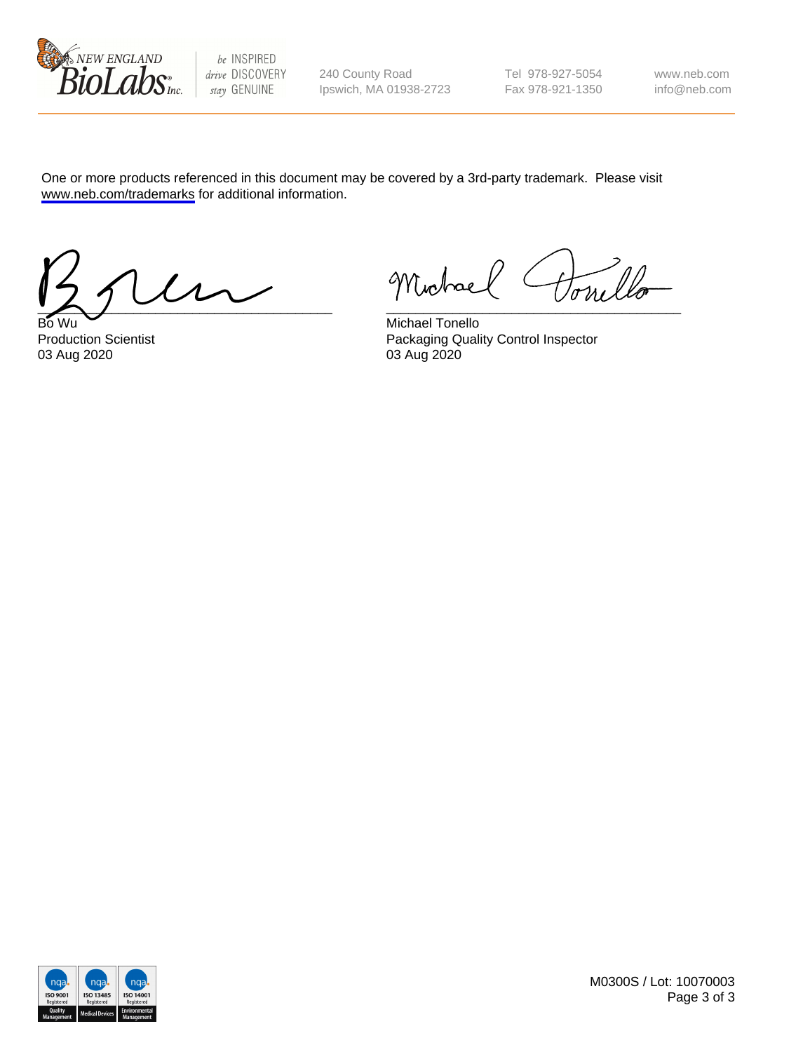One or more products referenced in this document may be covered by a 3rd-party trademark. Please visit www.neb.com/trademarks for additional information.

Bo Wu
Production Scientist
03 Aug 2020

Michael Tonello
Packaging Quality Control Inspector
03 Aug 2020

M0300S / Lot: 10070003